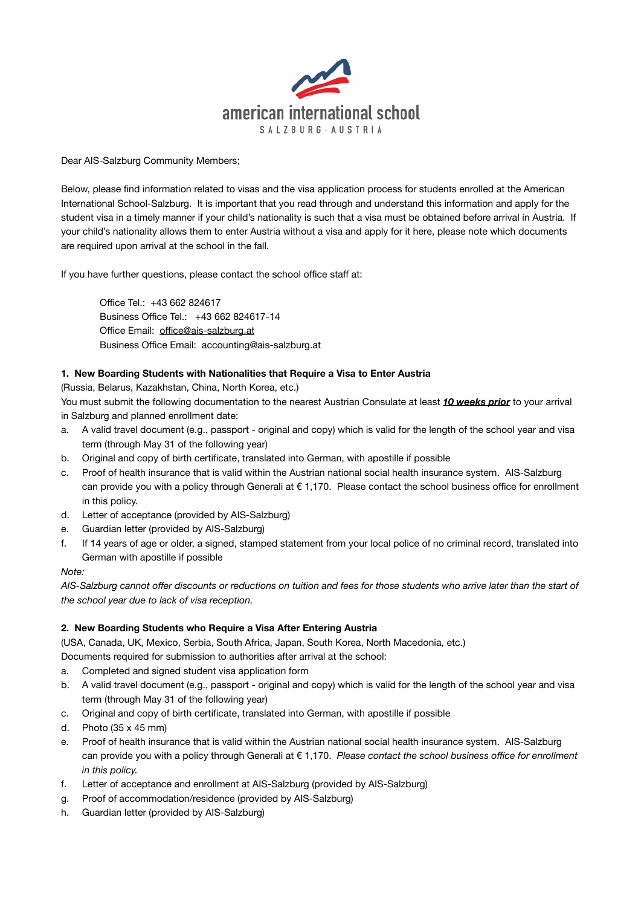american international school

SALZBURG · AUSTRIA

Dear AIS-Salzburg Community Members;

Below, please find information related to visas and the visa application process for students enrolled at the American International School-Salzburg. It is important that you read through and understand this information and apply for the student visa in a timely manner if your child's nationality is such that a visa must be obtained before arrival in Austria. If your child's nationality allows them to enter Austria without a visa and apply for it here, please note which documents are required upon arrival at the school in the fall.

If you have further questions, please contact the school office staff at:

Office Tel.: +43 662 824617
Business Office Tel.: +43 662 824617-14
Office Email: office@ais-salzburg.at
Business Office Email: accounting@ais-salzburg.at

**1. New Boarding Students with Nationalities that Require a Visa to Enter Austria**

(Russia, Belarus, Kazakhstan, China, North Korea, etc.)

You must submit the following documentation to the nearest Austrian Consulate at least ***10 weeks prior*** to your arrival in Salzburg and planned enrollment date:

a. A valid travel document (e.g., passport - original and copy) which is valid for the length of the school year and visa term (through May 31 of the following year)
b. Original and copy of birth certificate, translated into German, with apostille if possible
c. Proof of health insurance that is valid within the Austrian national social health insurance system. AIS-Salzburg can provide you with a policy through Generali at € 1,170. Please contact the school business office for enrollment in this policy.
d. Letter of acceptance (provided by AIS-Salzburg)
e. Guardian letter (provided by AIS-Salzburg)
f. If 14 years of age or older, a signed, stamped statement from your local police of no criminal record, translated into German with apostille if possible

*Note:*

*AIS-Salzburg cannot offer discounts or reductions on tuition and fees for those students who arrive later than the start of the school year due to lack of visa reception.*

**2. New Boarding Students who Require a Visa After Entering Austria**

(USA, Canada, UK, Mexico, Serbia, South Africa, Japan, South Korea, North Macedonia, etc.)

Documents required for submission to authorities after arrival at the school:

a. Completed and signed student visa application form
b. A valid travel document (e.g., passport - original and copy) which is valid for the length of the school year and visa term (through May 31 of the following year)
c. Original and copy of birth certificate, translated into German, with apostille if possible
d. Photo (35 x 45 mm)
e. Proof of health insurance that is valid within the Austrian national social health insurance system. AIS-Salzburg can provide you with a policy through Generali at € 1,170. *Please contact the school business office for enrollment in this policy.*
f. Letter of acceptance and enrollment at AIS-Salzburg (provided by AIS-Salzburg)
g. Proof of accommodation/residence (provided by AIS-Salzburg)
h. Guardian letter (provided by AIS-Salzburg)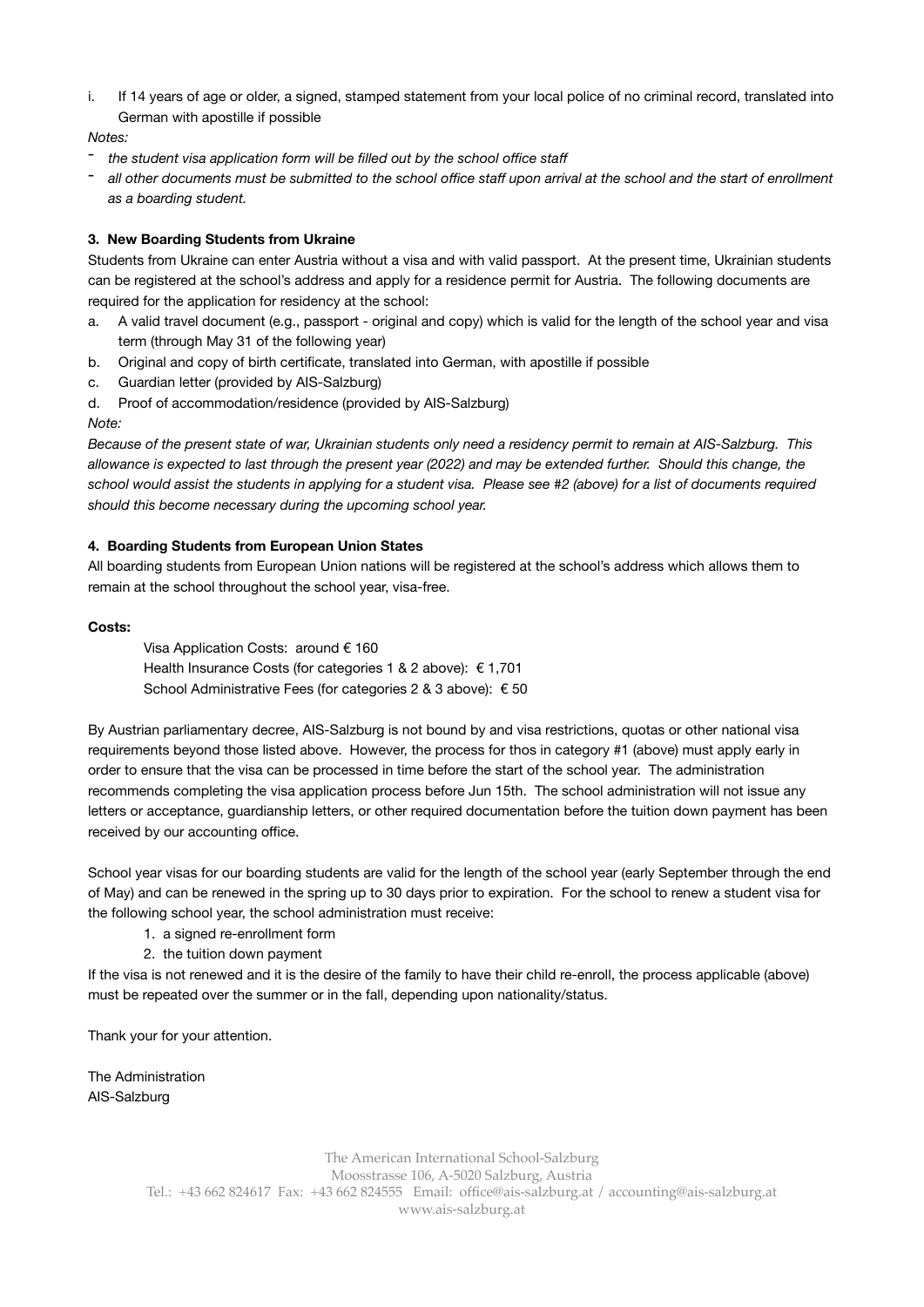i. If 14 years of age or older, a signed, stamped statement from your local police of no criminal record, translated into German with apostille if possible

*Notes:*

- *the student visa application form will be filled out by the school office staff*
- *all other documents must be submitted to the school office staff upon arrival at the school and the start of enrollment as a boarding student.*

**3. New Boarding Students from Ukraine**

Students from Ukraine can enter Austria without a visa and with valid passport. At the present time, Ukrainian students can be registered at the school's address and apply for a residence permit for Austria. The following documents are required for the application for residency at the school:

a. A valid travel document (e.g., passport - original and copy) which is valid for the length of the school year and visa term (through May 31 of the following year)
b. Original and copy of birth certificate, translated into German, with apostille if possible
c. Guardian letter (provided by AIS-Salzburg)
d. Proof of accommodation/residence (provided by AIS-Salzburg)

*Note:*

*Because of the present state of war, Ukrainian students only need a residency permit to remain at AIS-Salzburg. This allowance is expected to last through the present year (2022) and may be extended further. Should this change, the school would assist the students in applying for a student visa. Please see #2 (above) for a list of documents required should this become necessary during the upcoming school year.*

**4. Boarding Students from European Union States**

All boarding students from European Union nations will be registered at the school's address which allows them to remain at the school throughout the school year, visa-free.

**Costs:**

Visa Application Costs: around € 160
Health Insurance Costs (for categories 1 & 2 above): € 1,701
School Administrative Fees (for categories 2 & 3 above): € 50

By Austrian parliamentary decree, AIS-Salzburg is not bound by and visa restrictions, quotas or other national visa requirements beyond those listed above. However, the process for thos in category #1 (above) must apply early in order to ensure that the visa can be processed in time before the start of the school year. The administration recommends completing the visa application process before Jun 15th. The school administration will not issue any letters or acceptance, guardianship letters, or other required documentation before the tuition down payment has been received by our accounting office.

School year visas for our boarding students are valid for the length of the school year (early September through the end of May) and can be renewed in the spring up to 30 days prior to expiration. For the school to renew a student visa for the following school year, the school administration must receive:

1. a signed re-enrollment form
2. the tuition down payment

If the visa is not renewed and it is the desire of the family to have their child re-enroll, the process applicable (above) must be repeated over the summer or in the fall, depending upon nationality/status.

Thank your for your attention.

The Administration
AIS-Salzburg

The American International School-Salzburg
Moosstrasse 106, A-5020 Salzburg, Austria
Tel.: +43 662 824617 Fax: +43 662 824555 Email: office@ais-salzburg.at / accounting@ais-salzburg.at
www.ais-salzburg.at